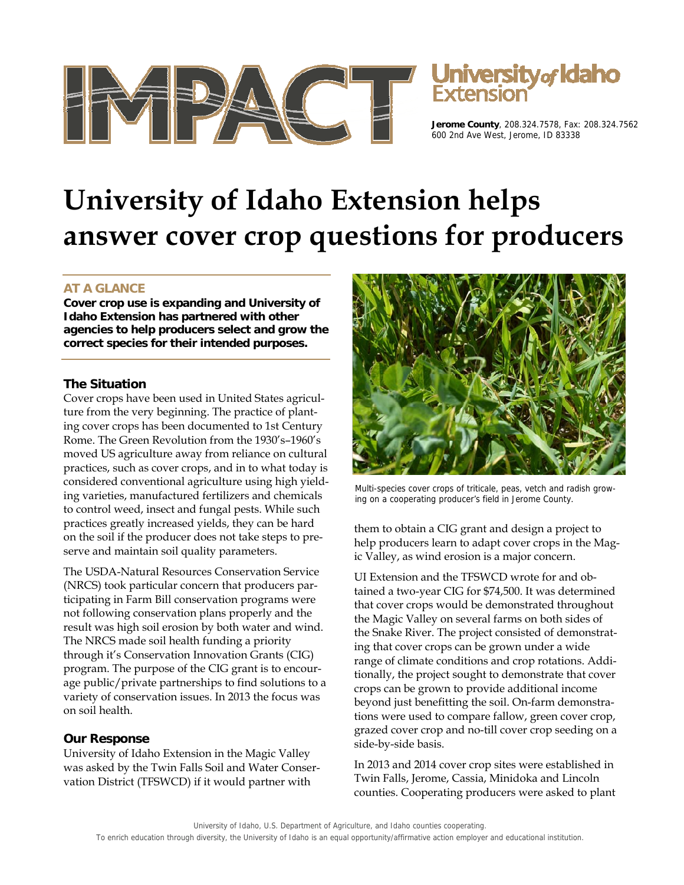# University of Idaho Extension helps answer cover crop questions for producers

**Jerome County**, 208.324.7578, Fax: 208.324.7562
600 2nd Ave West, Jerome, ID 83338

## AT A GLANCE

**Cover crop use is expanding and University of Idaho Extension has partnered with other agencies to help producers select and grow the correct species for their intended purposes.**

## The Situation

Cover crops have been used in United States agriculture from the very beginning. The practice of planting cover crops has been documented to 1st Century Rome. The Green Revolution from the 1930's–1960's moved US agriculture away from reliance on cultural practices, such as cover crops, and in to what today is considered conventional agriculture using high yielding varieties, manufactured fertilizers and chemicals to control weed, insect and fungal pests. While such practices greatly increased yields, they can be hard on the soil if the producer does not take steps to preserve and maintain soil quality parameters.

The USDA-Natural Resources Conservation Service (NRCS) took particular concern that producers participating in Farm Bill conservation programs were not following conservation plans properly and the result was high soil erosion by both water and wind. The NRCS made soil health funding a priority through it's Conservation Innovation Grants (CIG) program. The purpose of the CIG grant is to encourage public/private partnerships to find solutions to a variety of conservation issues. In 2013 the focus was on soil health.

## Our Response

University of Idaho Extension in the Magic Valley was asked by the Twin Falls Soil and Water Conservation District (TFSWCD) if it would partner with them to obtain a CIG grant and design a project to help producers learn to adapt cover crops in the Magic Valley, as wind erosion is a major concern.

Multi-species cover crops of triticale, peas, vetch and radish growing on a cooperating producer's field in Jerome County.

UI Extension and the TFSWCD wrote for and obtained a two-year CIG for $74,500. It was determined that cover crops would be demonstrated throughout the Magic Valley on several farms on both sides of the Snake River. The project consisted of demonstrating that cover crops can be grown under a wide range of climate conditions and crop rotations. Additionally, the project sought to demonstrate that cover crops can be grown to provide additional income beyond just benefitting the soil. On-farm demonstrations were used to compare fallow, green cover crop, grazed cover crop and no-till cover crop seeding on a side-by-side basis.

In 2013 and 2014 cover crop sites were established in Twin Falls, Jerome, Cassia, Minidoka and Lincoln counties. Cooperating producers were asked to plant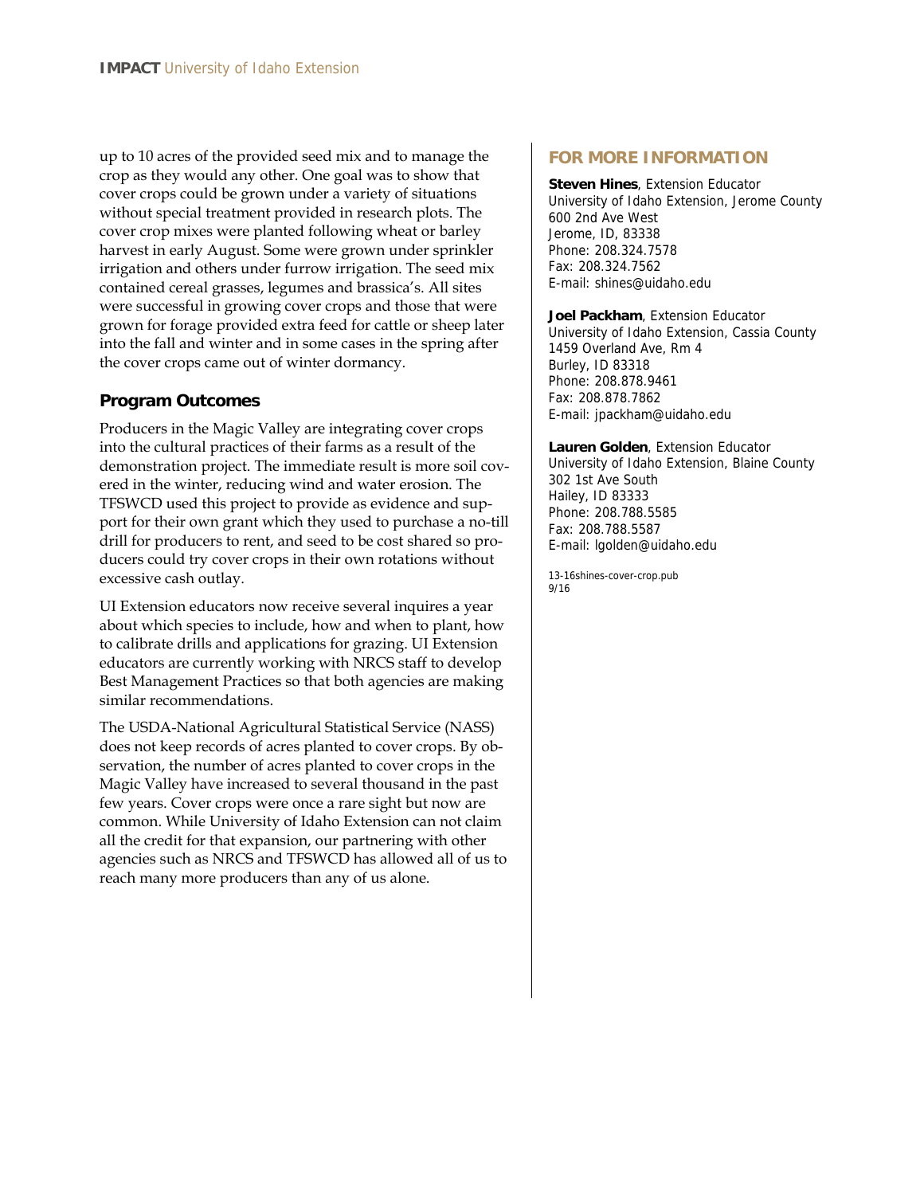up to 10 acres of the provided seed mix and to manage the crop as they would any other. One goal was to show that cover crops could be grown under a variety of situations without special treatment provided in research plots. The cover crop mixes were planted following wheat or barley harvest in early August. Some were grown under sprinkler irrigation and others under furrow irrigation. The seed mix contained cereal grasses, legumes and brassica's. All sites were successful in growing cover crops and those that were grown for forage provided extra feed for cattle or sheep later into the fall and winter and in some cases in the spring after the cover crops came out of winter dormancy.

## Program Outcomes

Producers in the Magic Valley are integrating cover crops into the cultural practices of their farms as a result of the demonstration project. The immediate result is more soil covered in the winter, reducing wind and water erosion. The TFSWCD used this project to provide as evidence and support for their own grant which they used to purchase a no-till drill for producers to rent, and seed to be cost shared so producers could try cover crops in their own rotations without excessive cash outlay.

UI Extension educators now receive several inquires a year about which species to include, how and when to plant, how to calibrate drills and applications for grazing. UI Extension educators are currently working with NRCS staff to develop Best Management Practices so that both agencies are making similar recommendations.

The USDA-National Agricultural Statistical Service (NASS) does not keep records of acres planted to cover crops. By observation, the number of acres planted to cover crops in the Magic Valley have increased to several thousand in the past few years. Cover crops were once a rare sight but now are common. While University of Idaho Extension can not claim all the credit for that expansion, our partnering with other agencies such as NRCS and TFSWCD has allowed all of us to reach many more producers than any of us alone.

## FOR MORE INFORMATION

**Steven Hines**, Extension Educator
University of Idaho Extension, Jerome County
600 2nd Ave West
Jerome, ID, 83338
Phone: 208.324.7578
Fax: 208.324.7562
E-mail: shines@uidaho.edu

**Joel Packham**, Extension Educator
University of Idaho Extension, Cassia County
1459 Overland Ave, Rm 4
Burley, ID 83318
Phone: 208.878.9461
Fax: 208.878.7862
E-mail: jpackham@uidaho.edu

**Lauren Golden**, Extension Educator
University of Idaho Extension, Blaine County
302 1st Ave South
Hailey, ID 83333
Phone: 208.788.5585
Fax: 208.788.5587
E-mail: lgolden@uidaho.edu

13-16shines-cover-crop.pub
9/16